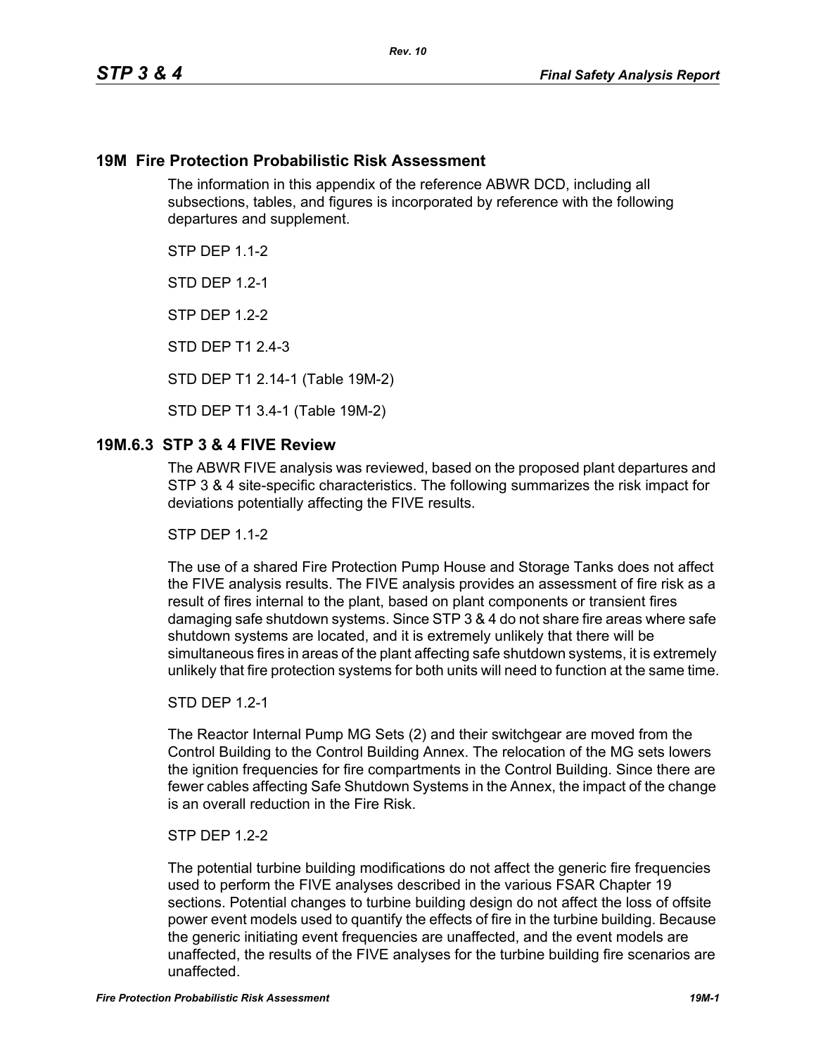## 19M Fire Protection Probabilistic Risk Assessment

The information in this appendix of the reference ABWR DCD, including all subsections, tables, and figures is incorporated by reference with the following departures and supplement.

STP DEP 1.1-2

STD DEP 1.2-1

STP DEP 1.2-2

STD DEP T1 2.4-3

STD DEP T1 2.14-1 (Table 19M-2)

STD DEP T1 3.4-1 (Table 19M-2)

## 19M.6.3 STP 3 & 4 FIVE Review

The ABWR FIVE analysis was reviewed, based on the proposed plant departures and STP 3 & 4 site-specific characteristics. The following summarizes the risk impact for deviations potentially affecting the FIVE results.

STP DEP 1.1-2

The use of a shared Fire Protection Pump House and Storage Tanks does not affect the FIVE analysis results. The FIVE analysis provides an assessment of fire risk as a result of fires internal to the plant, based on plant components or transient fires damaging safe shutdown systems. Since STP 3 & 4 do not share fire areas where safe shutdown systems are located, and it is extremely unlikely that there will be simultaneous fires in areas of the plant affecting safe shutdown systems, it is extremely unlikely that fire protection systems for both units will need to function at the same time.

STD DEP 1.2-1

The Reactor Internal Pump MG Sets (2) and their switchgear are moved from the Control Building to the Control Building Annex. The relocation of the MG sets lowers the ignition frequencies for fire compartments in the Control Building. Since there are fewer cables affecting Safe Shutdown Systems in the Annex, the impact of the change is an overall reduction in the Fire Risk.

STP DEP 1.2-2

The potential turbine building modifications do not affect the generic fire frequencies used to perform the FIVE analyses described in the various FSAR Chapter 19 sections. Potential changes to turbine building design do not affect the loss of offsite power event models used to quantify the effects of fire in the turbine building. Because the generic initiating event frequencies are unaffected, and the event models are unaffected, the results of the FIVE analyses for the turbine building fire scenarios are unaffected.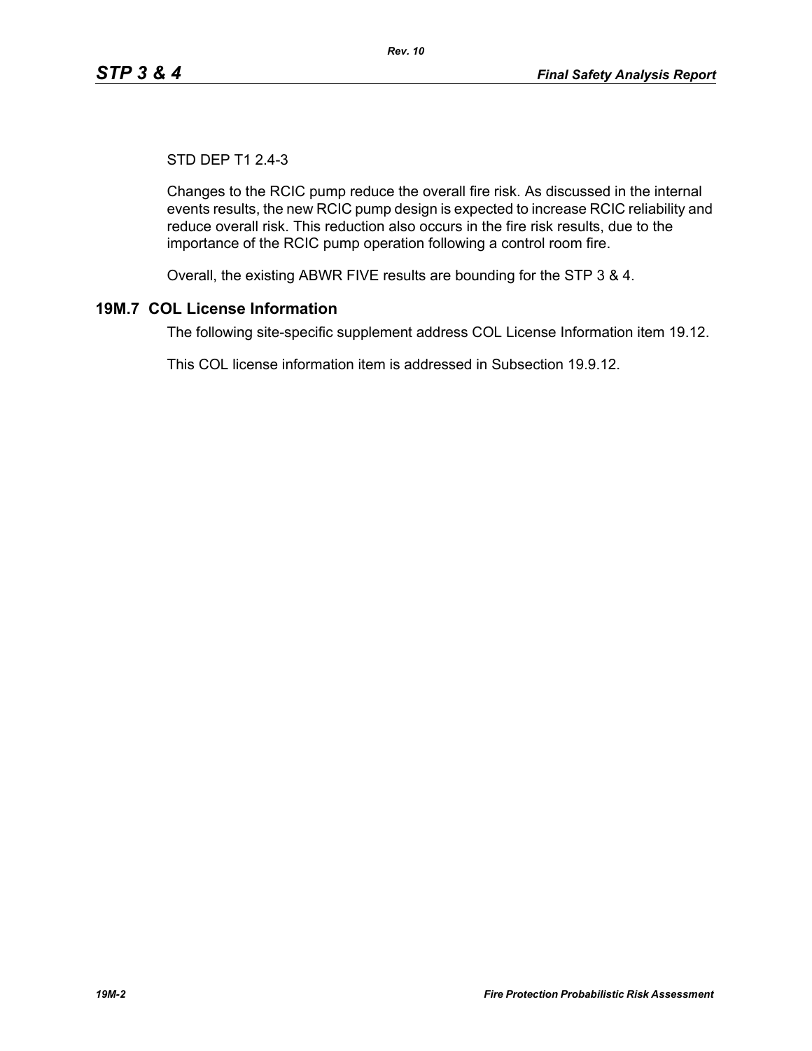STD DEP T1 2.4-3

Changes to the RCIC pump reduce the overall fire risk. As discussed in the internal events results, the new RCIC pump design is expected to increase RCIC reliability and reduce overall risk. This reduction also occurs in the fire risk results, due to the importance of the RCIC pump operation following a control room fire.

Overall, the existing ABWR FIVE results are bounding for the STP 3 & 4.

## 19M.7 COL License Information

The following site-specific supplement address COL License Information item 19.12.

This COL license information item is addressed in Subsection 19.9.12.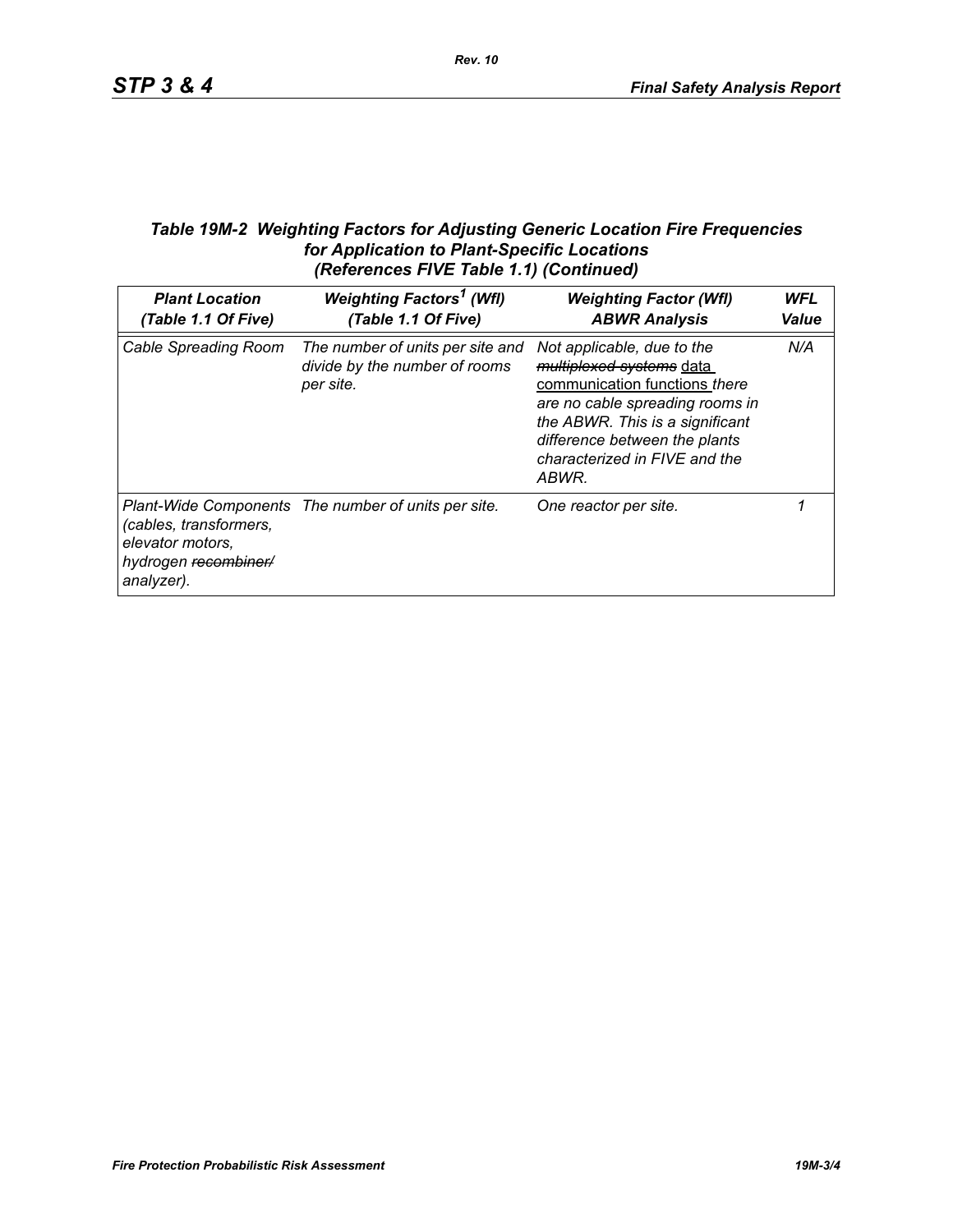### Table 19M-2 Weighting Factors for Adjusting Generic Location Fire Frequencies for Application to Plant-Specific Locations (References FIVE Table 1.1) (Continued)

| Plant Location (Table 1.1 Of Five) | Weighting Factors[1] (Wfl) (Table 1.1 Of Five) | Weighting Factor (Wfl) ABWR Analysis | WFL Value |
|---|---|---|---|
| Cable Spreading Room | The number of units per site and divide by the number of rooms per site. | Not applicable, due to the ~~multiplexed systems~~ data communication functions there are no cable spreading rooms in the ABWR. This is a significant difference between the plants characterized in FIVE and the ABWR. | N/A |
| Plant-Wide Components (cables, transformers, elevator motors, hydrogen ~~recombiner/~~ analyzer). | The number of units per site. | One reactor per site. | 1 |